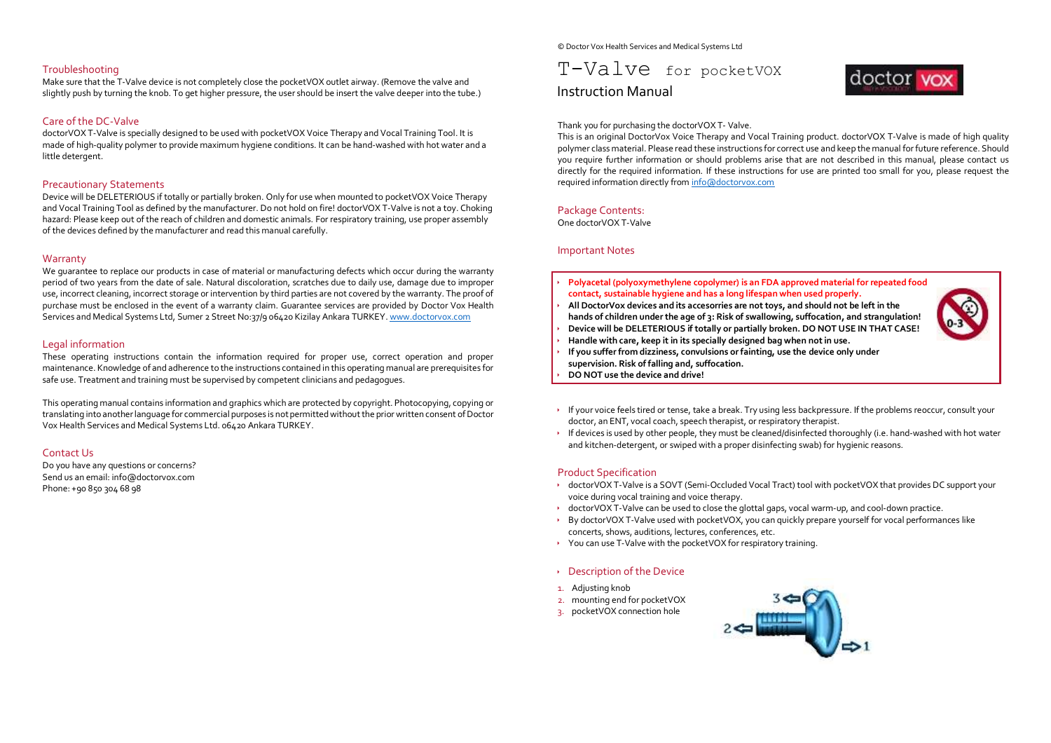## Troubleshooting

Make sure that the T-Valve device is not completely close the pocketVOX outlet airway. (Remove the valve and slightly push by turning the knob. To get higher pressure, the user should be insert the valve deeper into the tube.)

## Care of the DC-Valve

doctorVOX T-Valve is specially designed to be used with pocketVOX Voice Therapy and Vocal Training Tool. It is made of high-quality polymer to provide maximum hygiene conditions. It can be hand-washed with hot water and a little detergent.

## Precautionary Statements

Device will be DELETERIOUS if totally or partially broken. Only for use when mounted to pocketVOX Voice Therapy and Vocal Training Tool as defined by the manufacturer. Do not hold on fire! doctorVOX T-Valve is not a toy. Choking hazard: Please keep out of the reach of children and domestic animals. For respiratory training, use proper assembly of the devices defined by the manufacturer and read this manual carefully.

## Warranty

We guarantee to replace our products in case of material or manufacturing defects which occur during the warranty period of two years from the date of sale. Natural discoloration, scratches due to daily use, damage due to improper use, incorrect cleaning, incorrect storage or intervention by third parties are not covered by the warranty. The proof of purchase must be enclosed in the event of a warranty claim. Guarantee services are provided by Doctor Vox Health Services and Medical Systems Ltd, Sumer 2 Street No:37/9 06420 Kizilay Ankara TURKEY. www.doctorvox.com

## Legal information

These operating instructions contain the information required for proper use, correct operation and proper maintenance. Knowledge of and adherence to the instructions contained in this operating manual are prerequisites for safe use. Treatment and training must be supervised by competent clinicians and pedagogues.

This operating manual contains information and graphics which are protected by copyright. Photocopying, copying or translating into another language for commercial purposes is not permitted without the prior written consent of Doctor Vox Health Services and Medical Systems Ltd. 06420 Ankara TURKEY.

## Contact Us

Do you have any questions or concerns?
Send us an email: info@doctorvox.com
Phone: +90 850 304 68 98

© Doctor Vox Health Services and Medical Systems Ltd

# T-Valve for pocketVOX

## Instruction Manual

Thank you for purchasing the doctorVOX T- Valve.

This is an original DoctorVox Voice Therapy and Vocal Training product. doctorVOX T-Valve is made of high quality polymer class material. Please read these instructions for correct use and keep the manual for future reference. Should you require further information or should problems arise that are not described in this manual, please contact us directly for the required information. If these instructions for use are printed too small for you, please request the required information directly from info@doctorvox.com

## Package Contents:

One doctorVOX T-Valve

## Important Notes

- **Polyacetal (polyoxymethylene copolymer) is an FDA approved material for repeated food contact, sustainable hygiene and has a long lifespan when used properly.**
- **All DoctorVox devices and its accesorries are not toys, and should not be left in the hands of children under the age of 3: Risk of swallowing, suffocation, and strangulation!**
- **Device will be DELETERIOUS if totally or partially broken. DO NOT USE IN THAT CASE!**
- **Handle with care, keep it in its specially designed bag when not in use.**
- **If you suffer from dizziness, convulsions or fainting, use the device only under supervision. Risk of falling and, suffocation.**
- **DO NOT use the device and drive!**

- If your voice feels tired or tense, take a break. Try using less backpressure. If the problems reoccur, consult your doctor, an ENT, vocal coach, speech therapist, or respiratory therapist.
- If devices is used by other people, they must be cleaned/disinfected thoroughly (i.e. hand-washed with hot water and kitchen-detergent, or swiped with a proper disinfecting swab) for hygienic reasons.

## Product Specification

- doctorVOX T-Valve is a SOVT (Semi-Occluded Vocal Tract) tool with pocketVOX that provides DC support your voice during vocal training and voice therapy.
- doctorVOX T-Valve can be used to close the glottal gaps, vocal warm-up, and cool-down practice.
- By doctorVOX T-Valve used with pocketVOX, you can quickly prepare yourself for vocal performances like concerts, shows, auditions, lectures, conferences, etc.
- You can use T-Valve with the pocketVOX for respiratory training.

## Description of the Device

1. Adjusting knob
2. mounting end for pocketVOX
3. pocketVOX connection hole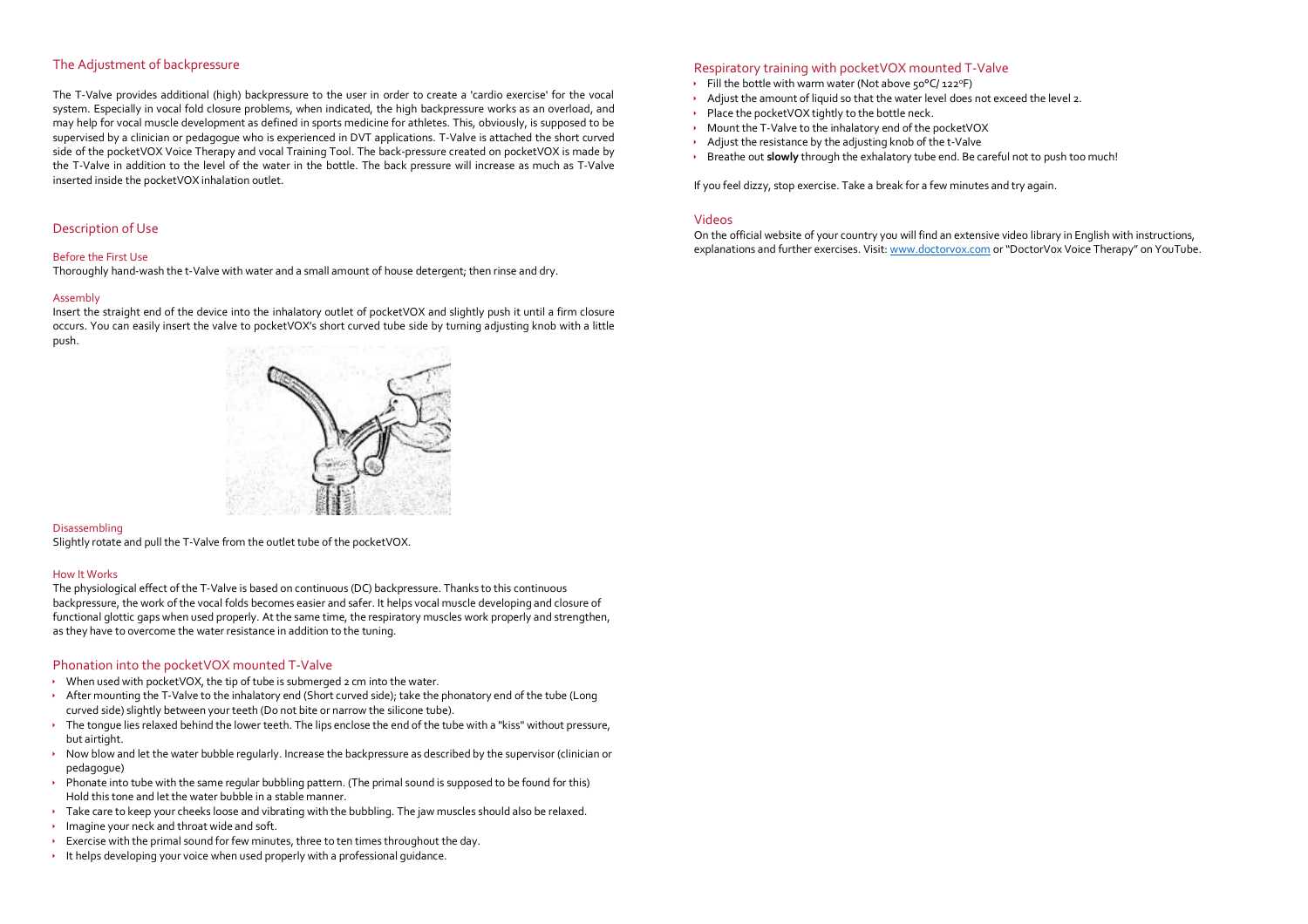## The Adjustment of backpressure

The T-Valve provides additional (high) backpressure to the user in order to create a 'cardio exercise' for the vocal system. Especially in vocal fold closure problems, when indicated, the high backpressure works as an overload, and may help for vocal muscle development as defined in sports medicine for athletes. This, obviously, is supposed to be supervised by a clinician or pedagogue who is experienced in DVT applications. T-Valve is attached the short curved side of the pocketVOX Voice Therapy and vocal Training Tool. The back-pressure created on pocketVOX is made by the T-Valve in addition to the level of the water in the bottle. The back pressure will increase as much as T-Valve inserted inside the pocketVOX inhalation outlet.

## Description of Use

### Before the First Use

Thoroughly hand-wash the t-Valve with water and a small amount of house detergent; then rinse and dry.

### Assembly

Insert the straight end of the device into the inhalatory outlet of pocketVOX and slightly push it until a firm closure occurs. You can easily insert the valve to pocketVOX's short curved tube side by turning adjusting knob with a little push.

### Disassembling

Slightly rotate and pull the T-Valve from the outlet tube of the pocketVOX.

### How It Works

The physiological effect of the T-Valve is based on continuous (DC) backpressure. Thanks to this continuous backpressure, the work of the vocal folds becomes easier and safer. It helps vocal muscle developing and closure of functional glottic gaps when used properly. At the same time, the respiratory muscles work properly and strengthen, as they have to overcome the water resistance in addition to the tuning.

## Phonation into the pocketVOX mounted T-Valve

- When used with pocketVOX, the tip of tube is submerged 2 cm into the water.
- After mounting the T-Valve to the inhalatory end (Short curved side); take the phonatory end of the tube (Long curved side) slightly between your teeth (Do not bite or narrow the silicone tube).
- The tongue lies relaxed behind the lower teeth. The lips enclose the end of the tube with a "kiss" without pressure, but airtight.
- Now blow and let the water bubble regularly. Increase the backpressure as described by the supervisor (clinician or pedagogue)
- Phonate into tube with the same regular bubbling pattern. (The primal sound is supposed to be found for this) Hold this tone and let the water bubble in a stable manner.
- Take care to keep your cheeks loose and vibrating with the bubbling. The jaw muscles should also be relaxed.
- Imagine your neck and throat wide and soft.
- Exercise with the primal sound for few minutes, three to ten times throughout the day.
- It helps developing your voice when used properly with a professional guidance.

## Respiratory training with pocketVOX mounted T-Valve

- Fill the bottle with warm water (Not above 50°C/ 122°F)
- Adjust the amount of liquid so that the water level does not exceed the level 2.
- Place the pocketVOX tightly to the bottle neck.
- Mount the T-Valve to the inhalatory end of the pocketVOX
- Adjust the resistance by the adjusting knob of the t-Valve
- Breathe out **slowly** through the exhalatory tube end. Be careful not to push too much!

If you feel dizzy, stop exercise. Take a break for a few minutes and try again.

## Videos

On the official website of your country you will find an extensive video library in English with instructions, explanations and further exercises. Visit: www.doctorvox.com or "DoctorVox Voice Therapy" on YouTube.